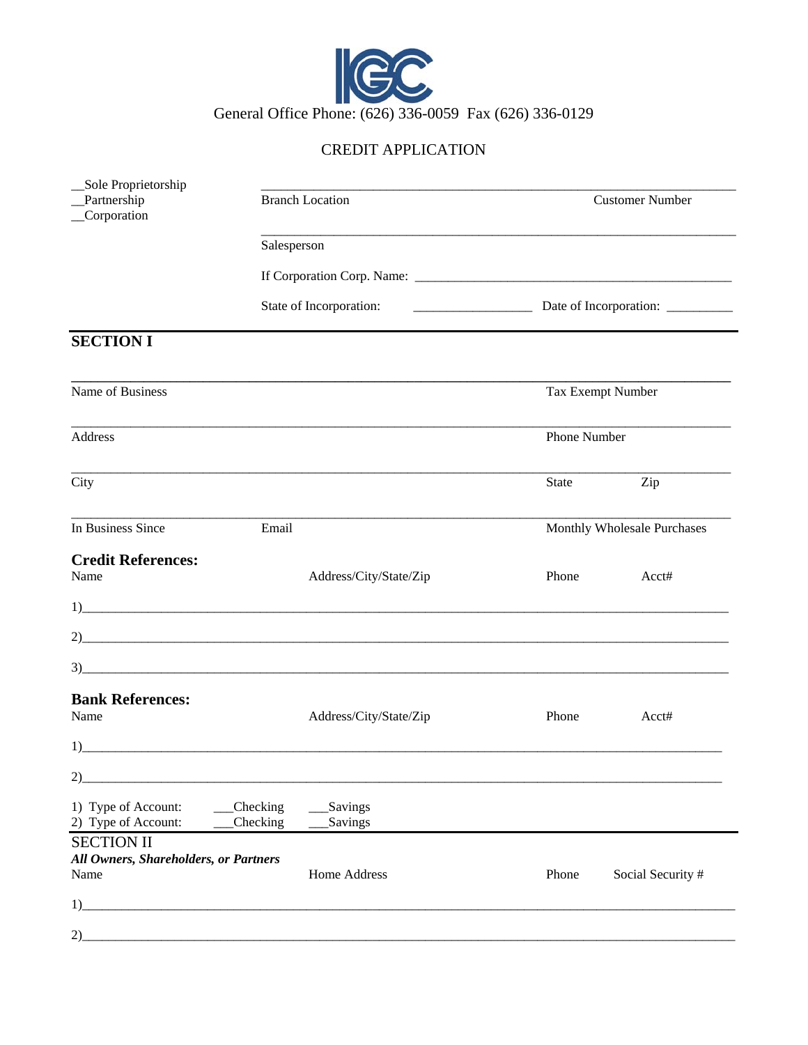IGC

General Office Phone: (626) 336-0059 Fax (626) 336-0129

# CREDIT APPLICATION

__Sole Proprietorship
__Partnership
__Corporation

_______________________________________________
Branch Location                                        Customer Number

_______________________________________________
Salesperson

If Corporation Corp. Name: _______________________________________

State of Incorporation: __________________ Date of Incorporation: __________

## SECTION I

_______________________________________________
Name of Business                                        Tax Exempt Number

_______________________________________________
Address                                        Phone Number

_______________________________________________
City                                        State        Zip

_______________________________________________
In Business Since        Email                                        Monthly Wholesale Purchases

### Credit References:

Name        Address/City/State/Zip        Phone        Acct#

1)_______________________________________________

2)_______________________________________________

3)_______________________________________________

### Bank References:

Name        Address/City/State/Zip        Phone        Acct#

1)_______________________________________________

2)_______________________________________________

1) Type of Account: ___Checking ___Savings
2) Type of Account: ___Checking ___Savings

## SECTION II

***All Owners, Shareholders, or Partners***

Name        Home Address        Phone        Social Security #

1)_______________________________________________

2)_______________________________________________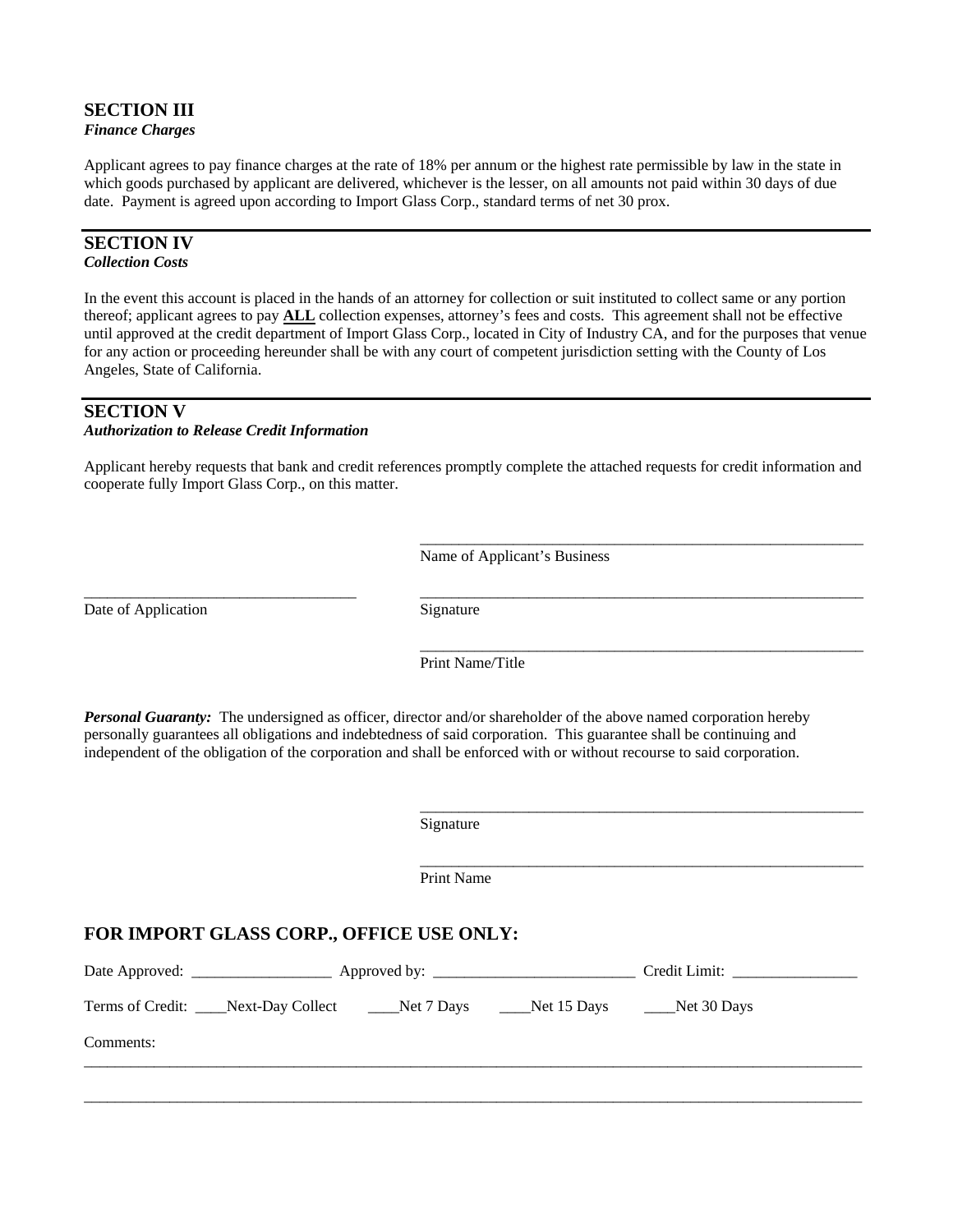## SECTION III

***Finance Charges***

Applicant agrees to pay finance charges at the rate of 18% per annum or the highest rate permissible by law in the state in which goods purchased by applicant are delivered, whichever is the lesser, on all amounts not paid within 30 days of due date. Payment is agreed upon according to Import Glass Corp., standard terms of net 30 prox.

---

## SECTION IV

***Collection Costs***

In the event this account is placed in the hands of an attorney for collection or suit instituted to collect same or any portion thereof; applicant agrees to pay **ALL** collection expenses, attorney's fees and costs. This agreement shall not be effective until approved at the credit department of Import Glass Corp., located in City of Industry CA, and for the purposes that venue for any action or proceeding hereunder shall be with any court of competent jurisdiction setting with the County of Los Angeles, State of California.

---

## SECTION V

***Authorization to Release Credit Information***

Applicant hereby requests that bank and credit references promptly complete the attached requests for credit information and cooperate fully Import Glass Corp., on this matter.

\_\_\_\_\_\_\_\_\_\_\_\_\_\_\_\_\_\_\_\_\_\_\_\_\_\_\_\_\_\_\_\_\_\_\_\_\_\_\_\_\_\_\_\_\_\_\_\_\_\_\_\_\_\_
Name of Applicant's Business

\_\_\_\_\_\_\_\_\_\_\_\_\_\_\_\_\_\_\_\_\_\_\_\_\_\_\_\_\_\_\_\_\_\_\_
Date of Application

\_\_\_\_\_\_\_\_\_\_\_\_\_\_\_\_\_\_\_\_\_\_\_\_\_\_\_\_\_\_\_\_\_\_\_\_\_\_\_\_\_\_\_\_\_\_\_\_\_\_\_\_\_\_
Signature

\_\_\_\_\_\_\_\_\_\_\_\_\_\_\_\_\_\_\_\_\_\_\_\_\_\_\_\_\_\_\_\_\_\_\_\_\_\_\_\_\_\_\_\_\_\_\_\_\_\_\_\_\_\_
Print Name/Title

***Personal Guaranty:*** The undersigned as officer, director and/or shareholder of the above named corporation hereby personally guarantees all obligations and indebtedness of said corporation. This guarantee shall be continuing and independent of the obligation of the corporation and shall be enforced with or without recourse to said corporation.

\_\_\_\_\_\_\_\_\_\_\_\_\_\_\_\_\_\_\_\_\_\_\_\_\_\_\_\_\_\_\_\_\_\_\_\_\_\_\_\_\_\_\_\_\_\_\_\_\_\_\_\_\_\_
Signature

\_\_\_\_\_\_\_\_\_\_\_\_\_\_\_\_\_\_\_\_\_\_\_\_\_\_\_\_\_\_\_\_\_\_\_\_\_\_\_\_\_\_\_\_\_\_\_\_\_\_\_\_\_\_
Print Name

## FOR IMPORT GLASS CORP., OFFICE USE ONLY:

Date Approved: \_\_\_\_\_\_\_\_\_\_\_\_\_\_\_\_\_\_ Approved by: \_\_\_\_\_\_\_\_\_\_\_\_\_\_\_\_\_\_\_\_\_\_\_\_\_\_ Credit Limit: \_\_\_\_\_\_\_\_\_\_\_\_\_\_\_\_

Terms of Credit: \_\_\_\_Next-Day Collect \_\_\_\_Net 7 Days \_\_\_\_Net 15 Days \_\_\_\_Net 30 Days

Comments:

\_\_\_\_\_\_\_\_\_\_\_\_\_\_\_\_\_\_\_\_\_\_\_\_\_\_\_\_\_\_\_\_\_\_\_\_\_\_\_\_\_\_\_\_\_\_\_\_\_\_\_\_\_\_\_\_\_\_\_\_\_\_\_\_\_\_\_\_\_\_\_\_\_\_\_\_\_\_\_\_\_\_\_\_\_\_\_\_\_\_\_\_\_\_\_\_\_\_\_\_

\_\_\_\_\_\_\_\_\_\_\_\_\_\_\_\_\_\_\_\_\_\_\_\_\_\_\_\_\_\_\_\_\_\_\_\_\_\_\_\_\_\_\_\_\_\_\_\_\_\_\_\_\_\_\_\_\_\_\_\_\_\_\_\_\_\_\_\_\_\_\_\_\_\_\_\_\_\_\_\_\_\_\_\_\_\_\_\_\_\_\_\_\_\_\_\_\_\_\_\_